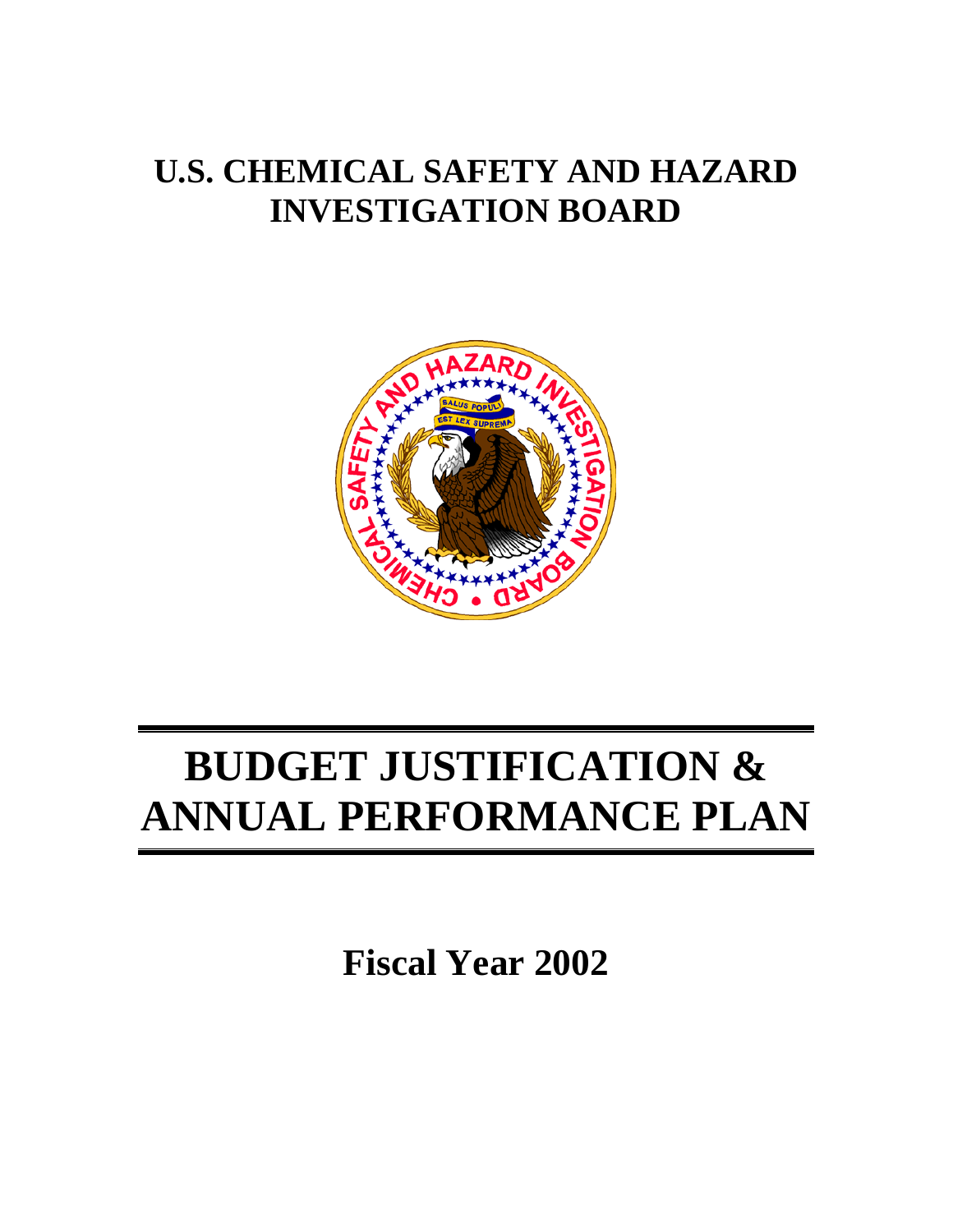# U.S. CHEMICAL SAFETY AND HAZARD INVESTIGATION BOARD

# BUDGET JUSTIFICATION & ANNUAL PERFORMANCE PLAN

## Fiscal Year 2002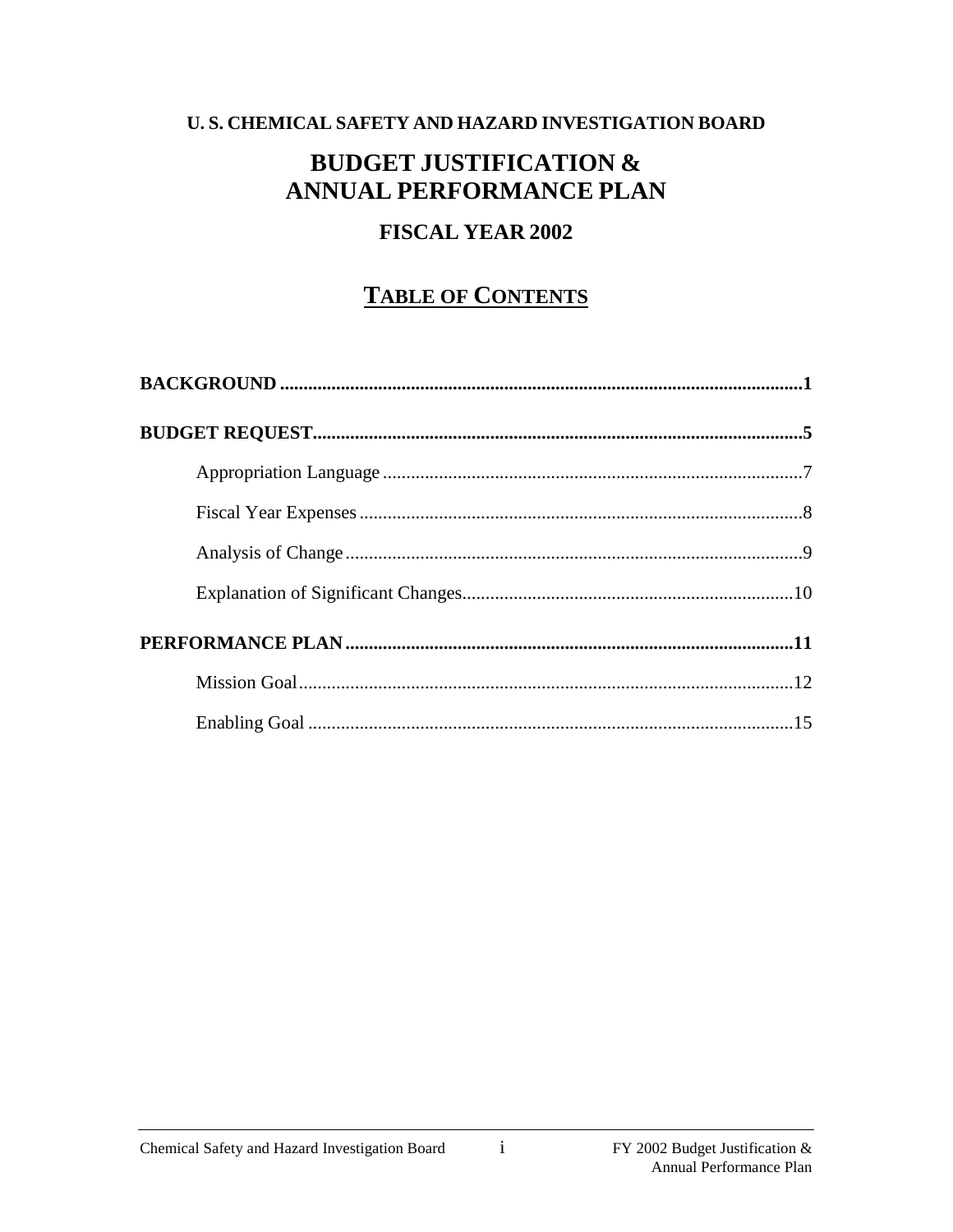**U. S. CHEMICAL SAFETY AND HAZARD INVESTIGATION BOARD**

# BUDGET JUSTIFICATION & ANNUAL PERFORMANCE PLAN

## FISCAL YEAR 2002

## TABLE OF CONTENTS

**BACKGROUND** ....................................................................................................**1**

**BUDGET REQUEST**...............................................................................................**5**

- Appropriation Language ..................................................................................7
- Fiscal Year Expenses .......................................................................................8
- Analysis of Change ..........................................................................................9
- Explanation of Significant Changes................................................................10

**PERFORMANCE PLAN** .........................................................................................**11**

- Mission Goal....................................................................................................12
- Enabling Goal ..................................................................................................15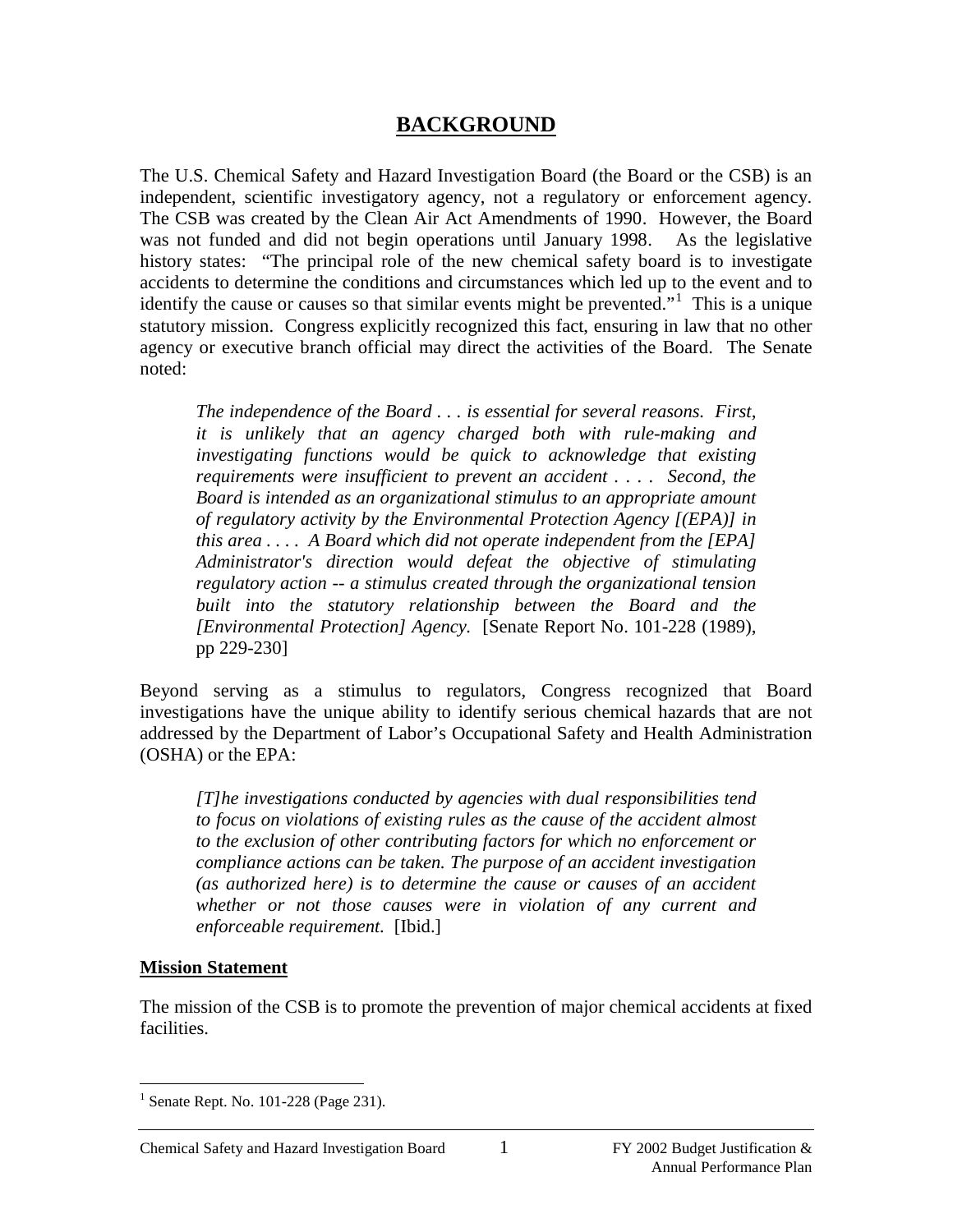# BACKGROUND

The U.S. Chemical Safety and Hazard Investigation Board (the Board or the CSB) is an independent, scientific investigatory agency, not a regulatory or enforcement agency. The CSB was created by the Clean Air Act Amendments of 1990. However, the Board was not funded and did not begin operations until January 1998. As the legislative history states: "The principal role of the new chemical safety board is to investigate accidents to determine the conditions and circumstances which led up to the event and to identify the cause or causes so that similar events might be prevented."[1] This is a unique statutory mission. Congress explicitly recognized this fact, ensuring in law that no other agency or executive branch official may direct the activities of the Board. The Senate noted:

> *The independence of the Board . . . is essential for several reasons. First, it is unlikely that an agency charged both with rule-making and investigating functions would be quick to acknowledge that existing requirements were insufficient to prevent an accident . . . . Second, the Board is intended as an organizational stimulus to an appropriate amount of regulatory activity by the Environmental Protection Agency [(EPA)] in this area . . . . A Board which did not operate independent from the [EPA] Administrator's direction would defeat the objective of stimulating regulatory action -- a stimulus created through the organizational tension built into the statutory relationship between the Board and the [Environmental Protection] Agency.* [Senate Report No. 101-228 (1989), pp 229-230]

Beyond serving as a stimulus to regulators, Congress recognized that Board investigations have the unique ability to identify serious chemical hazards that are not addressed by the Department of Labor's Occupational Safety and Health Administration (OSHA) or the EPA:

> *[T]he investigations conducted by agencies with dual responsibilities tend to focus on violations of existing rules as the cause of the accident almost to the exclusion of other contributing factors for which no enforcement or compliance actions can be taken. The purpose of an accident investigation (as authorized here) is to determine the cause or causes of an accident whether or not those causes were in violation of any current and enforceable requirement.* [Ibid.]

**Mission Statement**

The mission of the CSB is to promote the prevention of major chemical accidents at fixed facilities.

[1] Senate Rept. No. 101-228 (Page 231).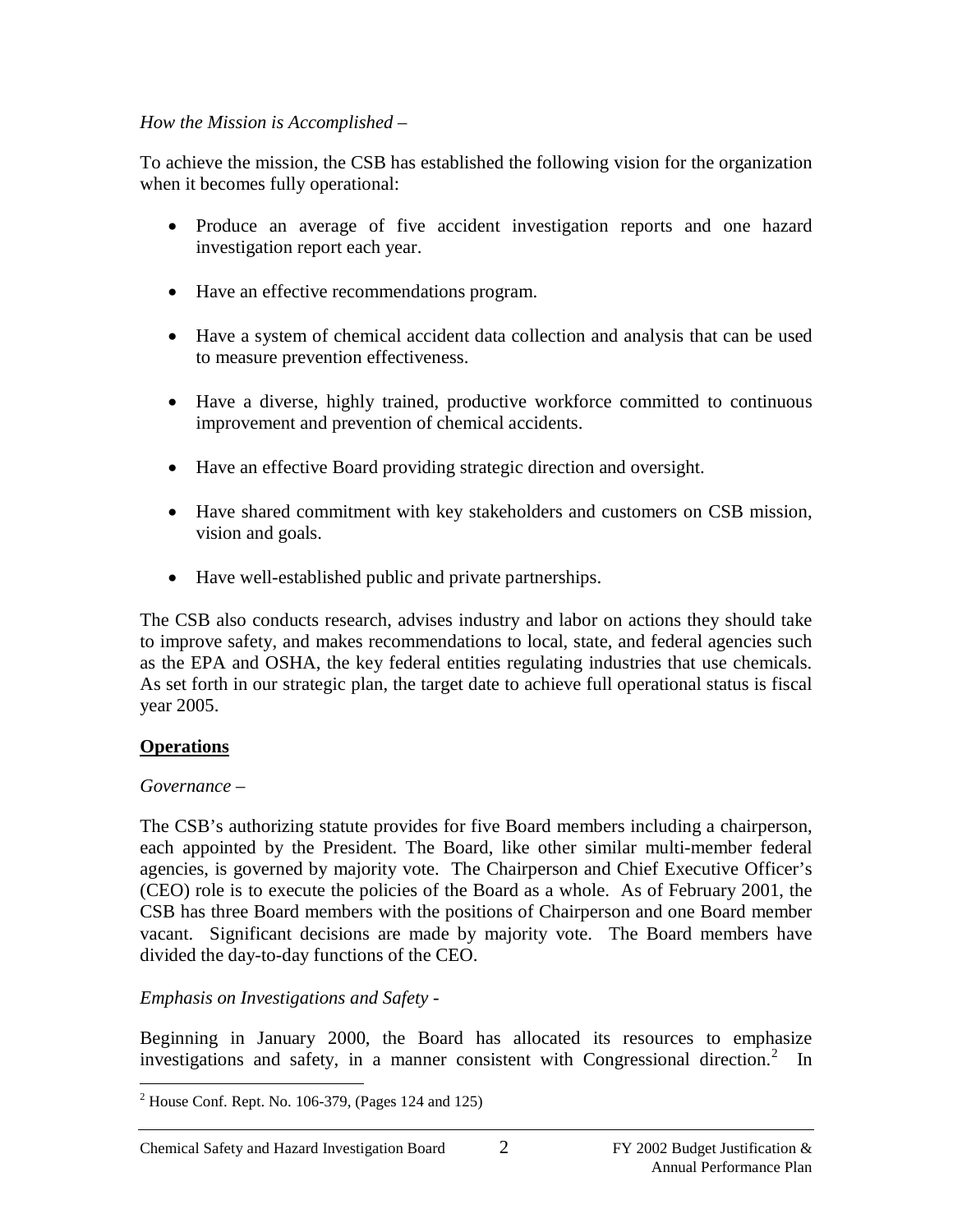*How the Mission is Accomplished –*

To achieve the mission, the CSB has established the following vision for the organization when it becomes fully operational:

- Produce an average of five accident investigation reports and one hazard investigation report each year.
- Have an effective recommendations program.
- Have a system of chemical accident data collection and analysis that can be used to measure prevention effectiveness.
- Have a diverse, highly trained, productive workforce committed to continuous improvement and prevention of chemical accidents.
- Have an effective Board providing strategic direction and oversight.
- Have shared commitment with key stakeholders and customers on CSB mission, vision and goals.
- Have well-established public and private partnerships.

The CSB also conducts research, advises industry and labor on actions they should take to improve safety, and makes recommendations to local, state, and federal agencies such as the EPA and OSHA, the key federal entities regulating industries that use chemicals. As set forth in our strategic plan, the target date to achieve full operational status is fiscal year 2005.

**Operations**

*Governance –*

The CSB's authorizing statute provides for five Board members including a chairperson, each appointed by the President. The Board, like other similar multi-member federal agencies, is governed by majority vote. The Chairperson and Chief Executive Officer's (CEO) role is to execute the policies of the Board as a whole. As of February 2001, the CSB has three Board members with the positions of Chairperson and one Board member vacant. Significant decisions are made by majority vote. The Board members have divided the day-to-day functions of the CEO.

*Emphasis on Investigations and Safety -*

Beginning in January 2000, the Board has allocated its resources to emphasize investigations and safety, in a manner consistent with Congressional direction.[2] In

[2] House Conf. Rept. No. 106-379, (Pages 124 and 125)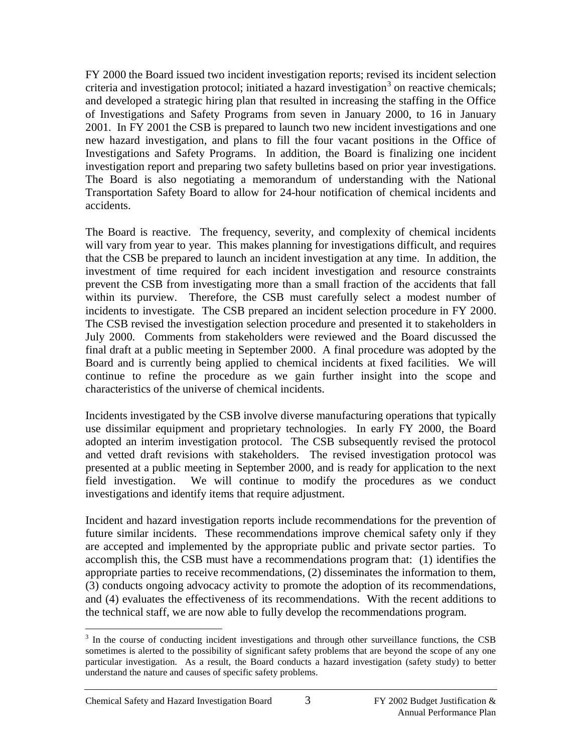FY 2000 the Board issued two incident investigation reports; revised its incident selection criteria and investigation protocol; initiated a hazard investigation[3] on reactive chemicals; and developed a strategic hiring plan that resulted in increasing the staffing in the Office of Investigations and Safety Programs from seven in January 2000, to 16 in January 2001. In FY 2001 the CSB is prepared to launch two new incident investigations and one new hazard investigation, and plans to fill the four vacant positions in the Office of Investigations and Safety Programs. In addition, the Board is finalizing one incident investigation report and preparing two safety bulletins based on prior year investigations. The Board is also negotiating a memorandum of understanding with the National Transportation Safety Board to allow for 24-hour notification of chemical incidents and accidents.

The Board is reactive. The frequency, severity, and complexity of chemical incidents will vary from year to year. This makes planning for investigations difficult, and requires that the CSB be prepared to launch an incident investigation at any time. In addition, the investment of time required for each incident investigation and resource constraints prevent the CSB from investigating more than a small fraction of the accidents that fall within its purview. Therefore, the CSB must carefully select a modest number of incidents to investigate. The CSB prepared an incident selection procedure in FY 2000. The CSB revised the investigation selection procedure and presented it to stakeholders in July 2000. Comments from stakeholders were reviewed and the Board discussed the final draft at a public meeting in September 2000. A final procedure was adopted by the Board and is currently being applied to chemical incidents at fixed facilities. We will continue to refine the procedure as we gain further insight into the scope and characteristics of the universe of chemical incidents.

Incidents investigated by the CSB involve diverse manufacturing operations that typically use dissimilar equipment and proprietary technologies. In early FY 2000, the Board adopted an interim investigation protocol. The CSB subsequently revised the protocol and vetted draft revisions with stakeholders. The revised investigation protocol was presented at a public meeting in September 2000, and is ready for application to the next field investigation. We will continue to modify the procedures as we conduct investigations and identify items that require adjustment.

Incident and hazard investigation reports include recommendations for the prevention of future similar incidents. These recommendations improve chemical safety only if they are accepted and implemented by the appropriate public and private sector parties. To accomplish this, the CSB must have a recommendations program that: (1) identifies the appropriate parties to receive recommendations, (2) disseminates the information to them, (3) conducts ongoing advocacy activity to promote the adoption of its recommendations, and (4) evaluates the effectiveness of its recommendations. With the recent additions to the technical staff, we are now able to fully develop the recommendations program.

---

[3] In the course of conducting incident investigations and through other surveillance functions, the CSB sometimes is alerted to the possibility of significant safety problems that are beyond the scope of any one particular investigation. As a result, the Board conducts a hazard investigation (safety study) to better understand the nature and causes of specific safety problems.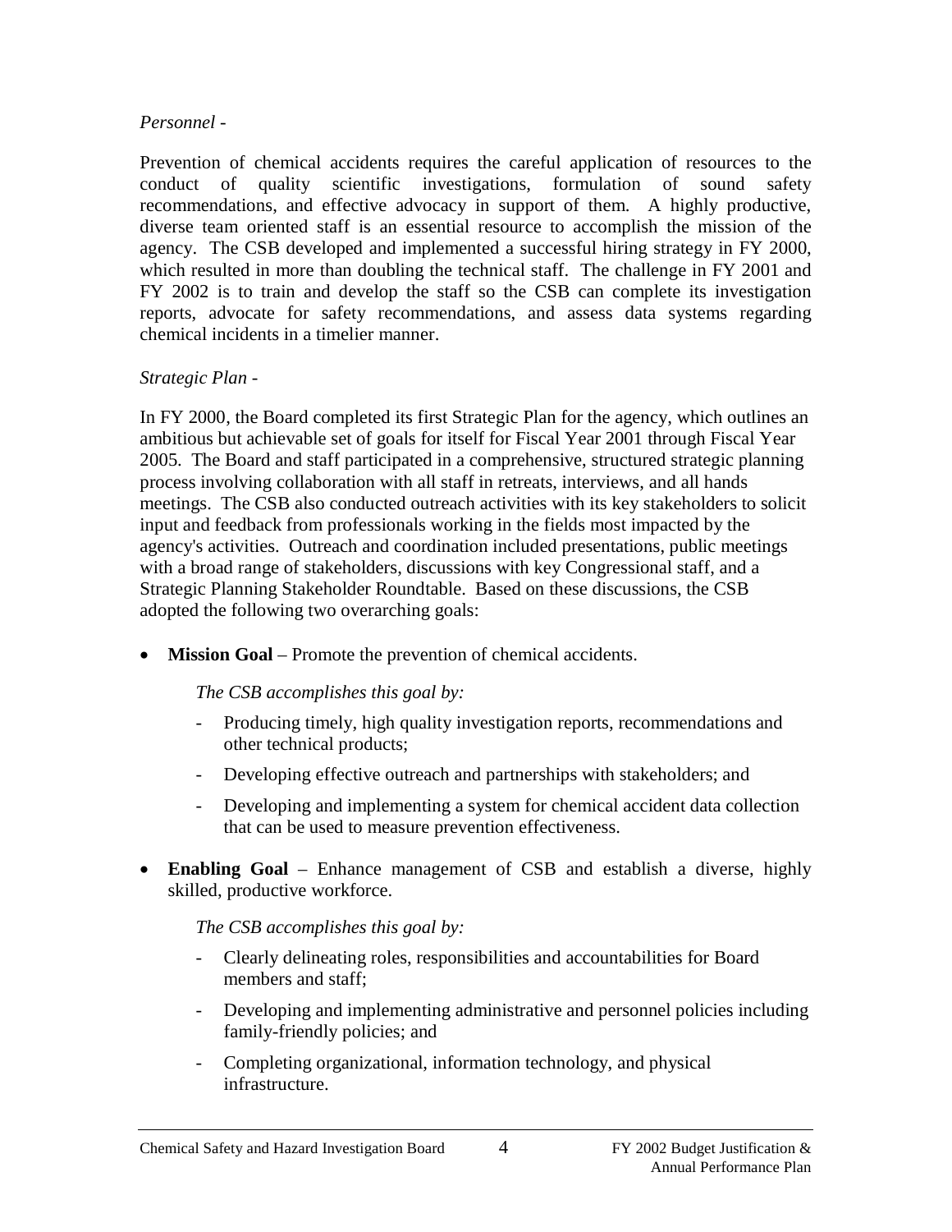*Personnel -*

Prevention of chemical accidents requires the careful application of resources to the conduct of quality scientific investigations, formulation of sound safety recommendations, and effective advocacy in support of them. A highly productive, diverse team oriented staff is an essential resource to accomplish the mission of the agency. The CSB developed and implemented a successful hiring strategy in FY 2000, which resulted in more than doubling the technical staff. The challenge in FY 2001 and FY 2002 is to train and develop the staff so the CSB can complete its investigation reports, advocate for safety recommendations, and assess data systems regarding chemical incidents in a timelier manner.

*Strategic Plan -*

In FY 2000, the Board completed its first Strategic Plan for the agency, which outlines an ambitious but achievable set of goals for itself for Fiscal Year 2001 through Fiscal Year 2005. The Board and staff participated in a comprehensive, structured strategic planning process involving collaboration with all staff in retreats, interviews, and all hands meetings. The CSB also conducted outreach activities with its key stakeholders to solicit input and feedback from professionals working in the fields most impacted by the agency's activities. Outreach and coordination included presentations, public meetings with a broad range of stakeholders, discussions with key Congressional staff, and a Strategic Planning Stakeholder Roundtable. Based on these discussions, the CSB adopted the following two overarching goals:

- **Mission Goal** – Promote the prevention of chemical accidents.

  *The CSB accomplishes this goal by:*

  - Producing timely, high quality investigation reports, recommendations and other technical products;
  - Developing effective outreach and partnerships with stakeholders; and
  - Developing and implementing a system for chemical accident data collection that can be used to measure prevention effectiveness.

- **Enabling Goal** – Enhance management of CSB and establish a diverse, highly skilled, productive workforce.

  *The CSB accomplishes this goal by:*

  - Clearly delineating roles, responsibilities and accountabilities for Board members and staff;
  - Developing and implementing administrative and personnel policies including family-friendly policies; and
  - Completing organizational, information technology, and physical infrastructure.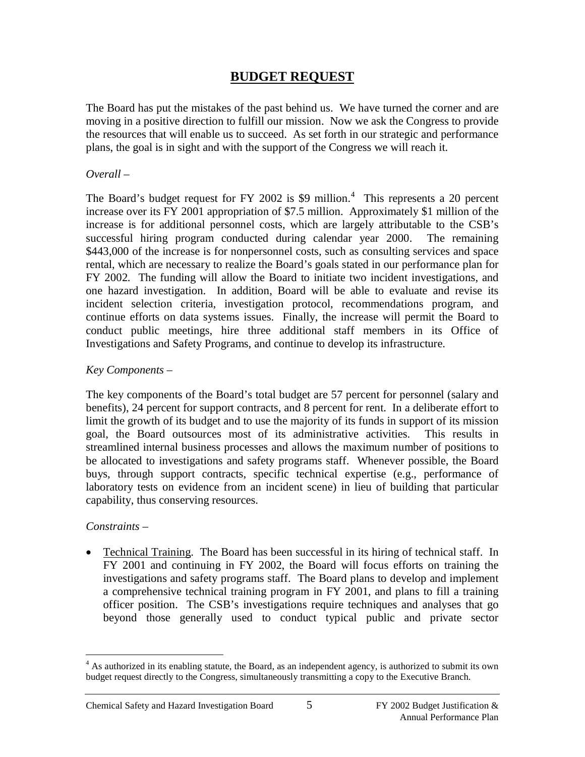## BUDGET REQUEST

The Board has put the mistakes of the past behind us. We have turned the corner and are moving in a positive direction to fulfill our mission. Now we ask the Congress to provide the resources that will enable us to succeed. As set forth in our strategic and performance plans, the goal is in sight and with the support of the Congress we will reach it.

*Overall –*

The Board's budget request for FY 2002 is $9 million.[4] This represents a 20 percent increase over its FY 2001 appropriation of $7.5 million. Approximately $1 million of the increase is for additional personnel costs, which are largely attributable to the CSB's successful hiring program conducted during calendar year 2000. The remaining $443,000 of the increase is for nonpersonnel costs, such as consulting services and space rental, which are necessary to realize the Board's goals stated in our performance plan for FY 2002. The funding will allow the Board to initiate two incident investigations, and one hazard investigation. In addition, Board will be able to evaluate and revise its incident selection criteria, investigation protocol, recommendations program, and continue efforts on data systems issues. Finally, the increase will permit the Board to conduct public meetings, hire three additional staff members in its Office of Investigations and Safety Programs, and continue to develop its infrastructure.

*Key Components –*

The key components of the Board's total budget are 57 percent for personnel (salary and benefits), 24 percent for support contracts, and 8 percent for rent. In a deliberate effort to limit the growth of its budget and to use the majority of its funds in support of its mission goal, the Board outsources most of its administrative activities. This results in streamlined internal business processes and allows the maximum number of positions to be allocated to investigations and safety programs staff. Whenever possible, the Board buys, through support contracts, specific technical expertise (e.g., performance of laboratory tests on evidence from an incident scene) in lieu of building that particular capability, thus conserving resources.

*Constraints –*

- Technical Training. The Board has been successful in its hiring of technical staff. In FY 2001 and continuing in FY 2002, the Board will focus efforts on training the investigations and safety programs staff. The Board plans to develop and implement a comprehensive technical training program in FY 2001, and plans to fill a training officer position. The CSB's investigations require techniques and analyses that go beyond those generally used to conduct typical public and private sector

[4] As authorized in its enabling statute, the Board, as an independent agency, is authorized to submit its own budget request directly to the Congress, simultaneously transmitting a copy to the Executive Branch.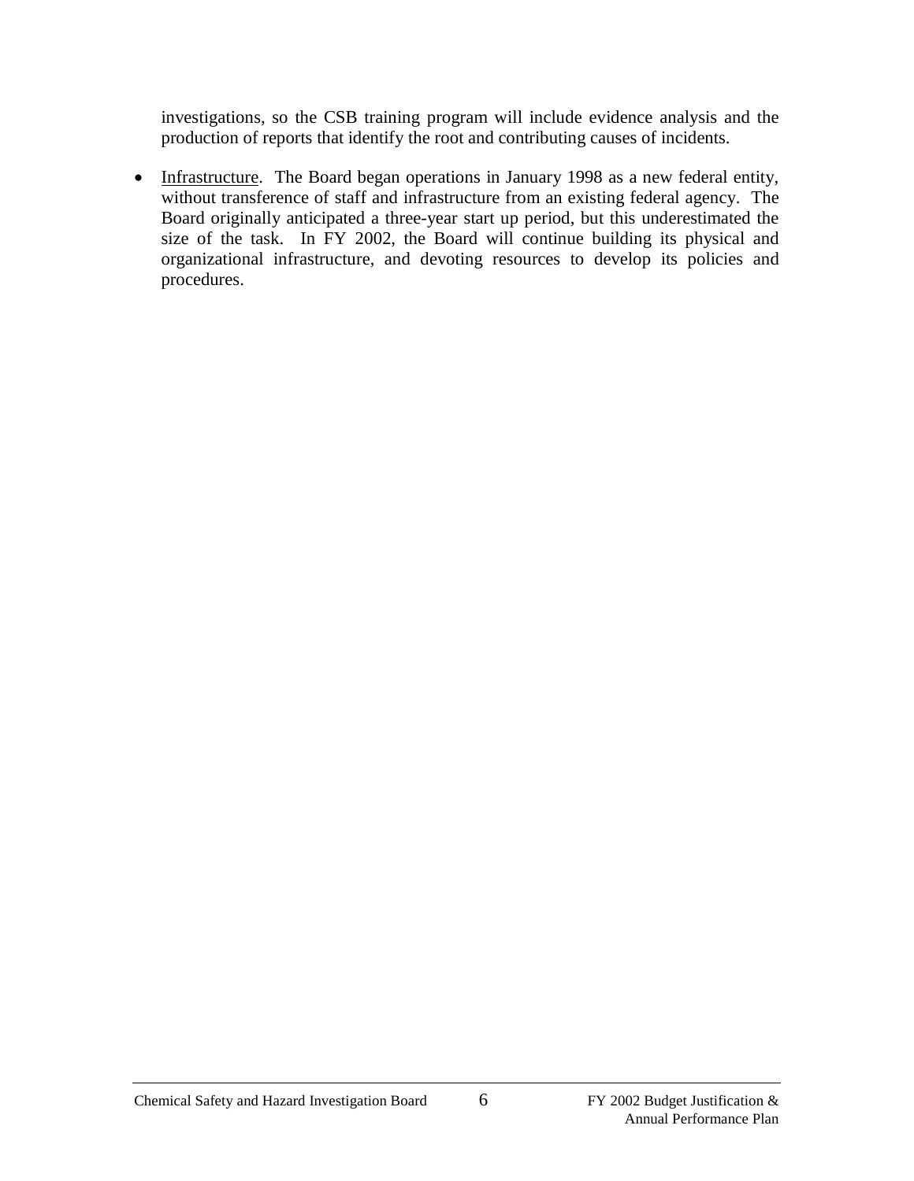investigations, so the CSB training program will include evidence analysis and the production of reports that identify the root and contributing causes of incidents.

- Infrastructure. The Board began operations in January 1998 as a new federal entity, without transference of staff and infrastructure from an existing federal agency. The Board originally anticipated a three-year start up period, but this underestimated the size of the task. In FY 2002, the Board will continue building its physical and organizational infrastructure, and devoting resources to develop its policies and procedures.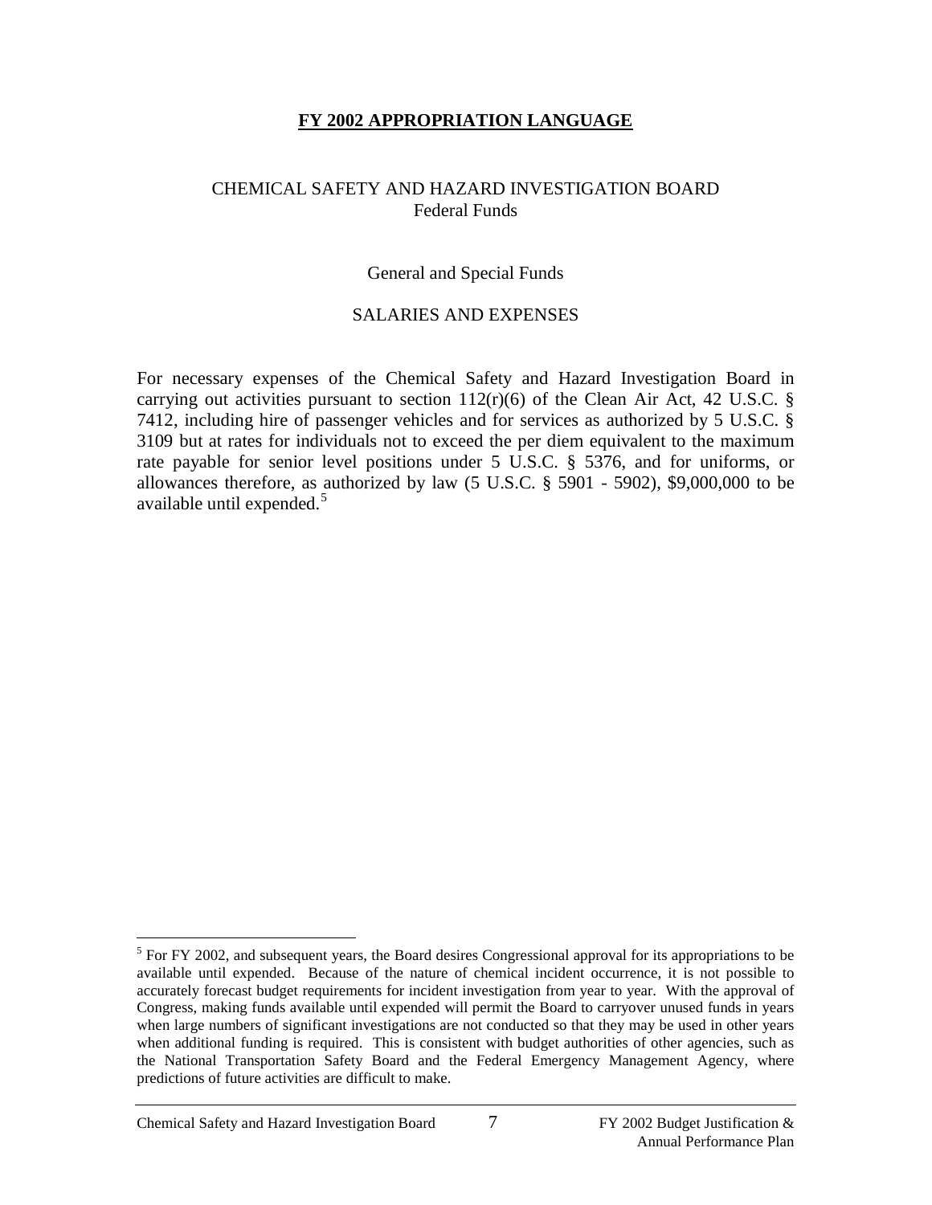# FY 2002 APPROPRIATION LANGUAGE

CHEMICAL SAFETY AND HAZARD INVESTIGATION BOARD
Federal Funds

General and Special Funds

SALARIES AND EXPENSES

For necessary expenses of the Chemical Safety and Hazard Investigation Board in carrying out activities pursuant to section 112(r)(6) of the Clean Air Act, 42 U.S.C. § 7412, including hire of passenger vehicles and for services as authorized by 5 U.S.C. § 3109 but at rates for individuals not to exceed the per diem equivalent to the maximum rate payable for senior level positions under 5 U.S.C. § 5376, and for uniforms, or allowances therefore, as authorized by law (5 U.S.C. § 5901 - 5902), $9,000,000 to be available until expended.[5]

[5] For FY 2002, and subsequent years, the Board desires Congressional approval for its appropriations to be available until expended. Because of the nature of chemical incident occurrence, it is not possible to accurately forecast budget requirements for incident investigation from year to year. With the approval of Congress, making funds available until expended will permit the Board to carryover unused funds in years when large numbers of significant investigations are not conducted so that they may be used in other years when additional funding is required. This is consistent with budget authorities of other agencies, such as the National Transportation Safety Board and the Federal Emergency Management Agency, where predictions of future activities are difficult to make.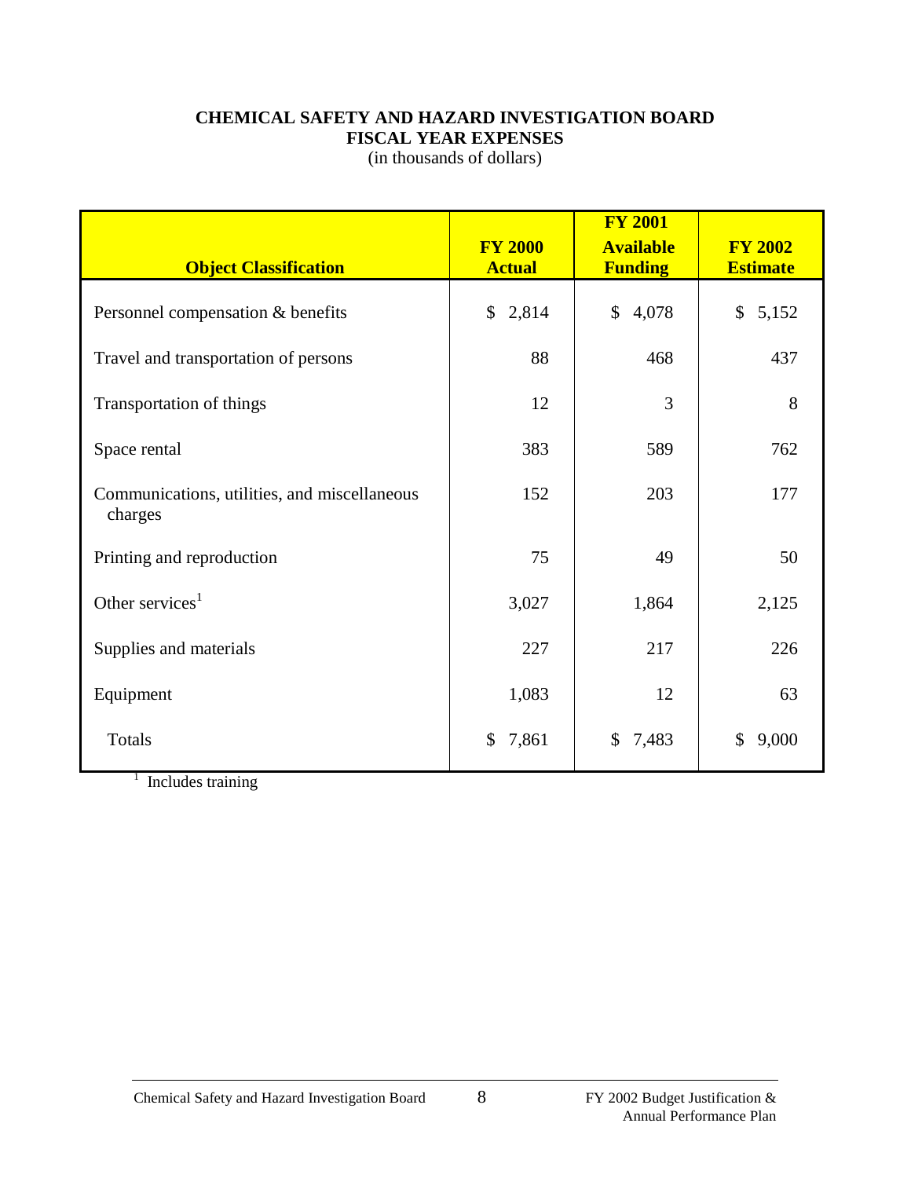**CHEMICAL SAFETY AND HAZARD INVESTIGATION BOARD**
**FISCAL YEAR EXPENSES**
(in thousands of dollars)

| Object Classification | FY 2000 Actual | FY 2001 Available Funding | FY 2002 Estimate |
|---|---|---|---|
| Personnel compensation & benefits | $ 2,814 | $ 4,078 | $ 5,152 |
| Travel and transportation of persons | 88 | 468 | 437 |
| Transportation of things | 12 | 3 | 8 |
| Space rental | 383 | 589 | 762 |
| Communications, utilities, and miscellaneous charges | 152 | 203 | 177 |
| Printing and reproduction | 75 | 49 | 50 |
| Other services[1] | 3,027 | 1,864 | 2,125 |
| Supplies and materials | 227 | 217 | 226 |
| Equipment | 1,083 | 12 | 63 |
| Totals | $ 7,861 | $ 7,483 | $ 9,000 |

[1] Includes training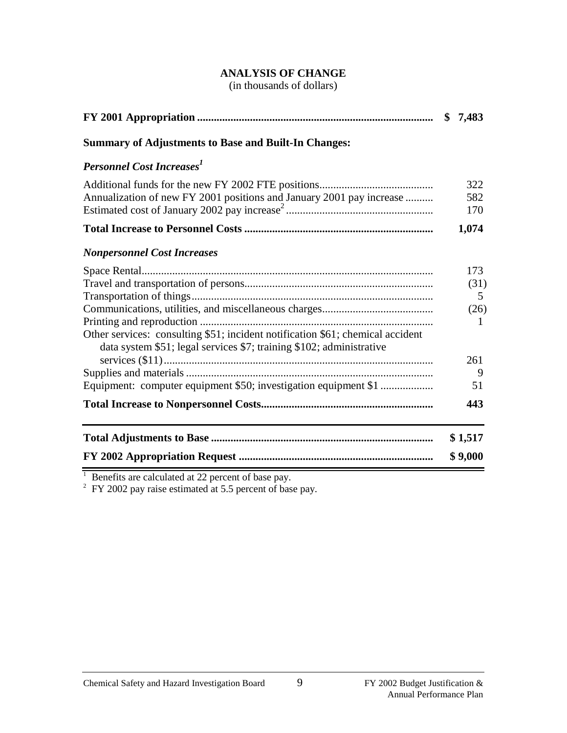## ANALYSIS OF CHANGE

(in thousands of dollars)

| | |
|---|---|
| **FY 2001 Appropriation** | **$ 7,483** |
| **Summary of Adjustments to Base and Built-In Changes:** | |
| ***Personnel Cost Increases*[1]** | |
| Additional funds for the new FY 2002 FTE positions | 322 |
| Annualization of new FY 2001 positions and January 2001 pay increase | 582 |
| Estimated cost of January 2002 pay increase[2] | 170 |
| **Total Increase to Personnel Costs** | **1,074** |
| ***Nonpersonnel Cost Increases*** | |
| Space Rental | 173 |
| Travel and transportation of persons | (31) |
| Transportation of things | 5 |
| Communications, utilities, and miscellaneous charges | (26) |
| Printing and reproduction | 1 |
| Other services: consulting $51; incident notification $61; chemical accident data system $51; legal services $7; training $102; administrative services ($11) | 261 |
| Supplies and materials | 9 |
| Equipment: computer equipment $50; investigation equipment $1 | 51 |
| **Total Increase to Nonpersonnel Costs** | **443** |
| **Total Adjustments to Base** | **$ 1,517** |
| **FY 2002 Appropriation Request** | **$ 9,000** |

[1] Benefits are calculated at 22 percent of base pay.

[2] FY 2002 pay raise estimated at 5.5 percent of base pay.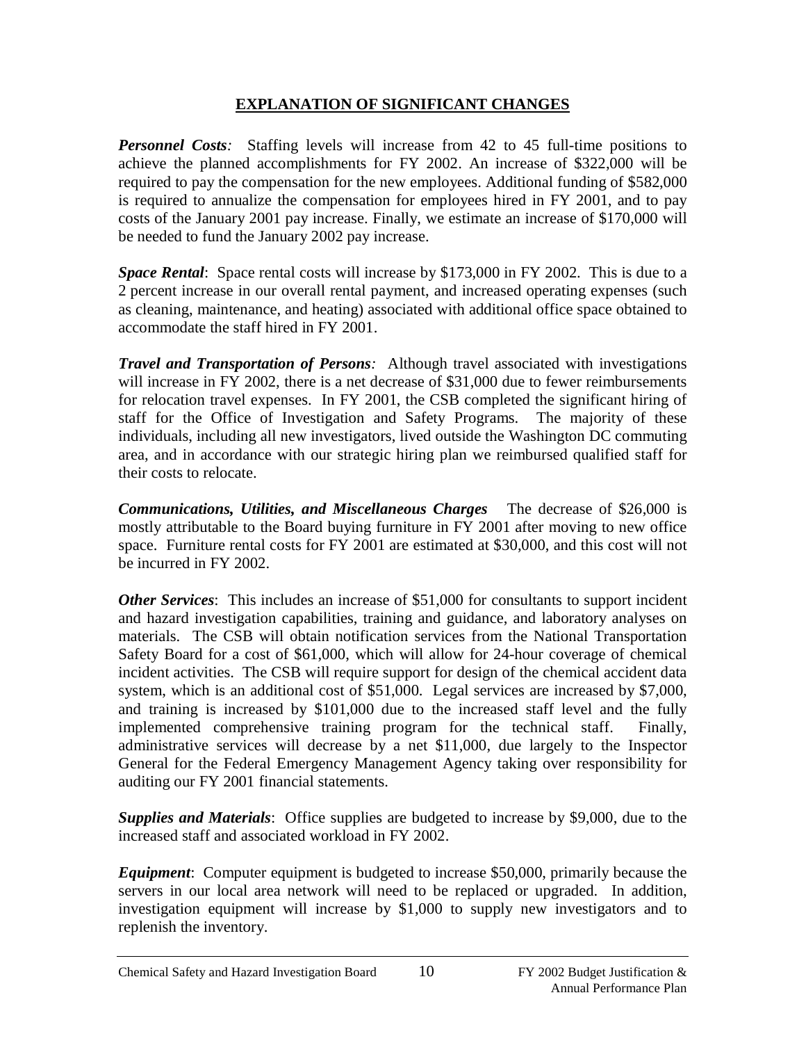## EXPLANATION OF SIGNIFICANT CHANGES

***Personnel Costs**:* Staffing levels will increase from 42 to 45 full-time positions to achieve the planned accomplishments for FY 2002. An increase of $322,000 will be required to pay the compensation for the new employees. Additional funding of $582,000 is required to annualize the compensation for employees hired in FY 2001, and to pay costs of the January 2001 pay increase. Finally, we estimate an increase of $170,000 will be needed to fund the January 2002 pay increase.

***Space Rental***: Space rental costs will increase by $173,000 in FY 2002. This is due to a 2 percent increase in our overall rental payment, and increased operating expenses (such as cleaning, maintenance, and heating) associated with additional office space obtained to accommodate the staff hired in FY 2001.

***Travel and Transportation of Persons**:* Although travel associated with investigations will increase in FY 2002, there is a net decrease of $31,000 due to fewer reimbursements for relocation travel expenses. In FY 2001, the CSB completed the significant hiring of staff for the Office of Investigation and Safety Programs. The majority of these individuals, including all new investigators, lived outside the Washington DC commuting area, and in accordance with our strategic hiring plan we reimbursed qualified staff for their costs to relocate.

***Communications, Utilities, and Miscellaneous Charges*** The decrease of $26,000 is mostly attributable to the Board buying furniture in FY 2001 after moving to new office space. Furniture rental costs for FY 2001 are estimated at $30,000, and this cost will not be incurred in FY 2002.

***Other Services***: This includes an increase of $51,000 for consultants to support incident and hazard investigation capabilities, training and guidance, and laboratory analyses on materials. The CSB will obtain notification services from the National Transportation Safety Board for a cost of $61,000, which will allow for 24-hour coverage of chemical incident activities. The CSB will require support for design of the chemical accident data system, which is an additional cost of $51,000. Legal services are increased by $7,000, and training is increased by $101,000 due to the increased staff level and the fully implemented comprehensive training program for the technical staff. Finally, administrative services will decrease by a net $11,000, due largely to the Inspector General for the Federal Emergency Management Agency taking over responsibility for auditing our FY 2001 financial statements.

***Supplies and Materials***: Office supplies are budgeted to increase by $9,000, due to the increased staff and associated workload in FY 2002.

***Equipment***: Computer equipment is budgeted to increase $50,000, primarily because the servers in our local area network will need to be replaced or upgraded. In addition, investigation equipment will increase by $1,000 to supply new investigators and to replenish the inventory.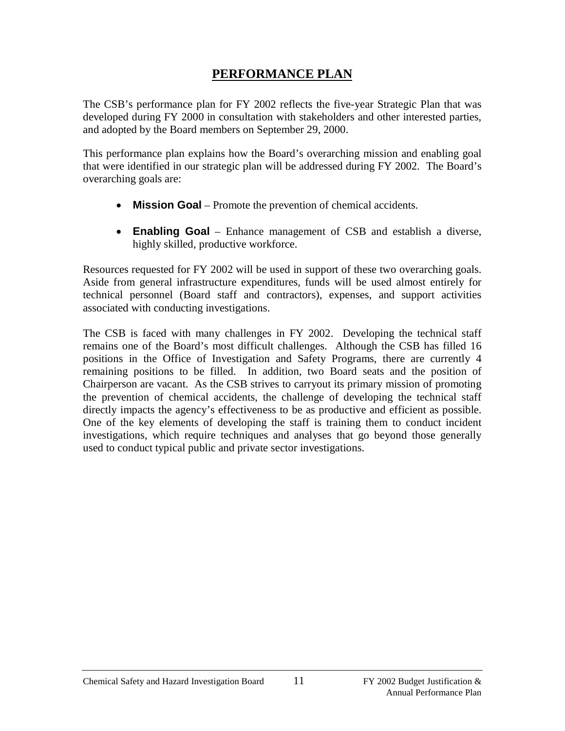# PERFORMANCE PLAN

The CSB's performance plan for FY 2002 reflects the five-year Strategic Plan that was developed during FY 2000 in consultation with stakeholders and other interested parties, and adopted by the Board members on September 29, 2000.

This performance plan explains how the Board's overarching mission and enabling goal that were identified in our strategic plan will be addressed during FY 2002. The Board's overarching goals are:

- **Mission Goal** – Promote the prevention of chemical accidents.
- **Enabling Goal** – Enhance management of CSB and establish a diverse, highly skilled, productive workforce.

Resources requested for FY 2002 will be used in support of these two overarching goals. Aside from general infrastructure expenditures, funds will be used almost entirely for technical personnel (Board staff and contractors), expenses, and support activities associated with conducting investigations.

The CSB is faced with many challenges in FY 2002. Developing the technical staff remains one of the Board's most difficult challenges. Although the CSB has filled 16 positions in the Office of Investigation and Safety Programs, there are currently 4 remaining positions to be filled. In addition, two Board seats and the position of Chairperson are vacant. As the CSB strives to carryout its primary mission of promoting the prevention of chemical accidents, the challenge of developing the technical staff directly impacts the agency's effectiveness to be as productive and efficient as possible. One of the key elements of developing the staff is training them to conduct incident investigations, which require techniques and analyses that go beyond those generally used to conduct typical public and private sector investigations.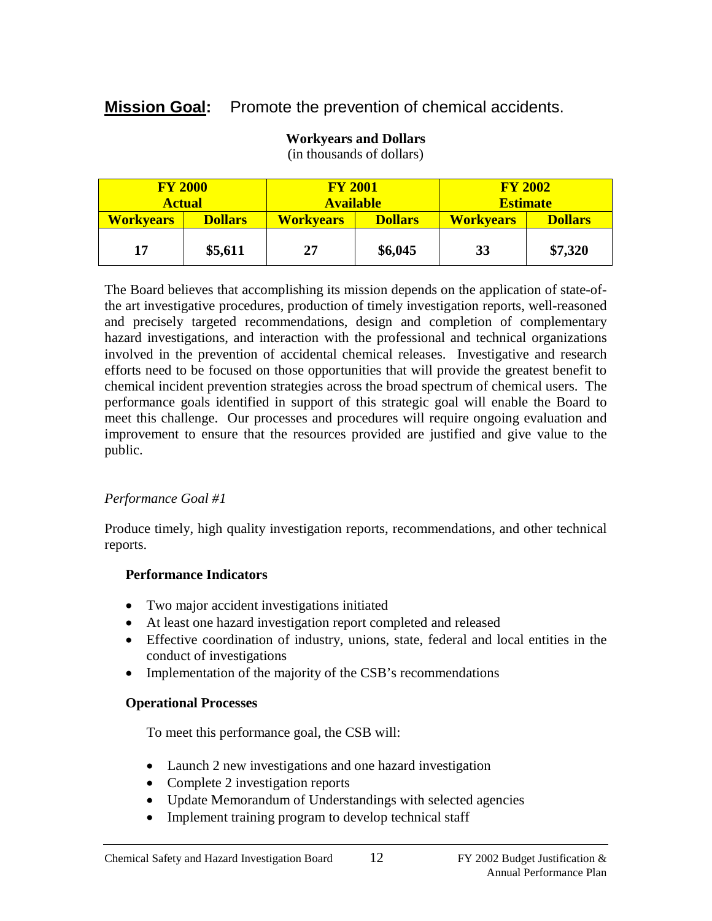## **Mission Goal:** Promote the prevention of chemical accidents.

**Workyears and Dollars**
(in thousands of dollars)

| **FY 2000 Actual** | | **FY 2001 Available** | | **FY 2002 Estimate** | |
|---|---|---|---|---|---|
| **Workyears** | **Dollars** | **Workyears** | **Dollars** | **Workyears** | **Dollars** |
| **17** | **$5,611** | **27** | **$6,045** | **33** | **$7,320** |

The Board believes that accomplishing its mission depends on the application of state-of-the art investigative procedures, production of timely investigation reports, well-reasoned and precisely targeted recommendations, design and completion of complementary hazard investigations, and interaction with the professional and technical organizations involved in the prevention of accidental chemical releases. Investigative and research efforts need to be focused on those opportunities that will provide the greatest benefit to chemical incident prevention strategies across the broad spectrum of chemical users. The performance goals identified in support of this strategic goal will enable the Board to meet this challenge. Our processes and procedures will require ongoing evaluation and improvement to ensure that the resources provided are justified and give value to the public.

*Performance Goal #1*

Produce timely, high quality investigation reports, recommendations, and other technical reports.

**Performance Indicators**

- Two major accident investigations initiated
- At least one hazard investigation report completed and released
- Effective coordination of industry, unions, state, federal and local entities in the conduct of investigations
- Implementation of the majority of the CSB's recommendations

**Operational Processes**

To meet this performance goal, the CSB will:

- Launch 2 new investigations and one hazard investigation
- Complete 2 investigation reports
- Update Memorandum of Understandings with selected agencies
- Implement training program to develop technical staff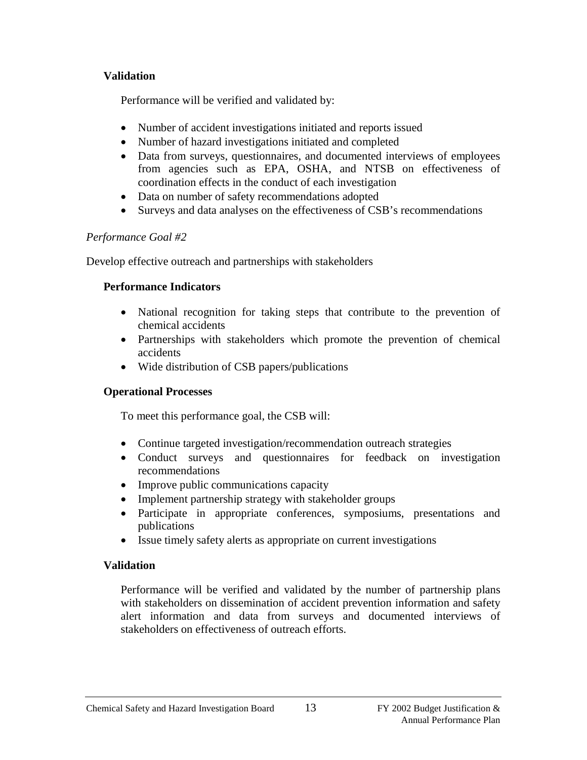**Validation**

Performance will be verified and validated by:

- Number of accident investigations initiated and reports issued
- Number of hazard investigations initiated and completed
- Data from surveys, questionnaires, and documented interviews of employees from agencies such as EPA, OSHA, and NTSB on effectiveness of coordination effects in the conduct of each investigation
- Data on number of safety recommendations adopted
- Surveys and data analyses on the effectiveness of CSB's recommendations

*Performance Goal #2*

Develop effective outreach and partnerships with stakeholders

**Performance Indicators**

- National recognition for taking steps that contribute to the prevention of chemical accidents
- Partnerships with stakeholders which promote the prevention of chemical accidents
- Wide distribution of CSB papers/publications

**Operational Processes**

To meet this performance goal, the CSB will:

- Continue targeted investigation/recommendation outreach strategies
- Conduct surveys and questionnaires for feedback on investigation recommendations
- Improve public communications capacity
- Implement partnership strategy with stakeholder groups
- Participate in appropriate conferences, symposiums, presentations and publications
- Issue timely safety alerts as appropriate on current investigations

**Validation**

Performance will be verified and validated by the number of partnership plans with stakeholders on dissemination of accident prevention information and safety alert information and data from surveys and documented interviews of stakeholders on effectiveness of outreach efforts.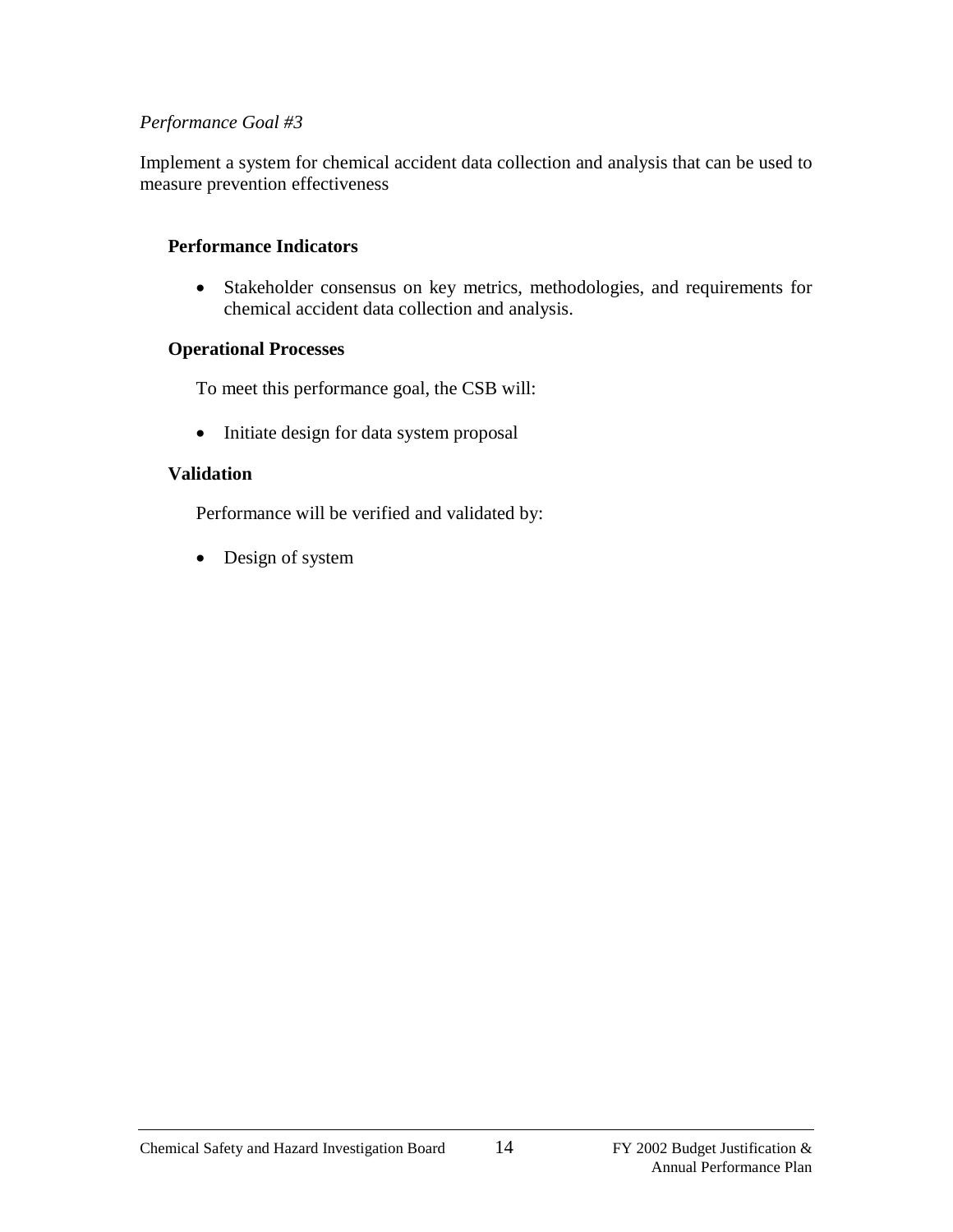*Performance Goal #3*

Implement a system for chemical accident data collection and analysis that can be used to measure prevention effectiveness

**Performance Indicators**

- Stakeholder consensus on key metrics, methodologies, and requirements for chemical accident data collection and analysis.

**Operational Processes**

To meet this performance goal, the CSB will:

- Initiate design for data system proposal

**Validation**

Performance will be verified and validated by:

- Design of system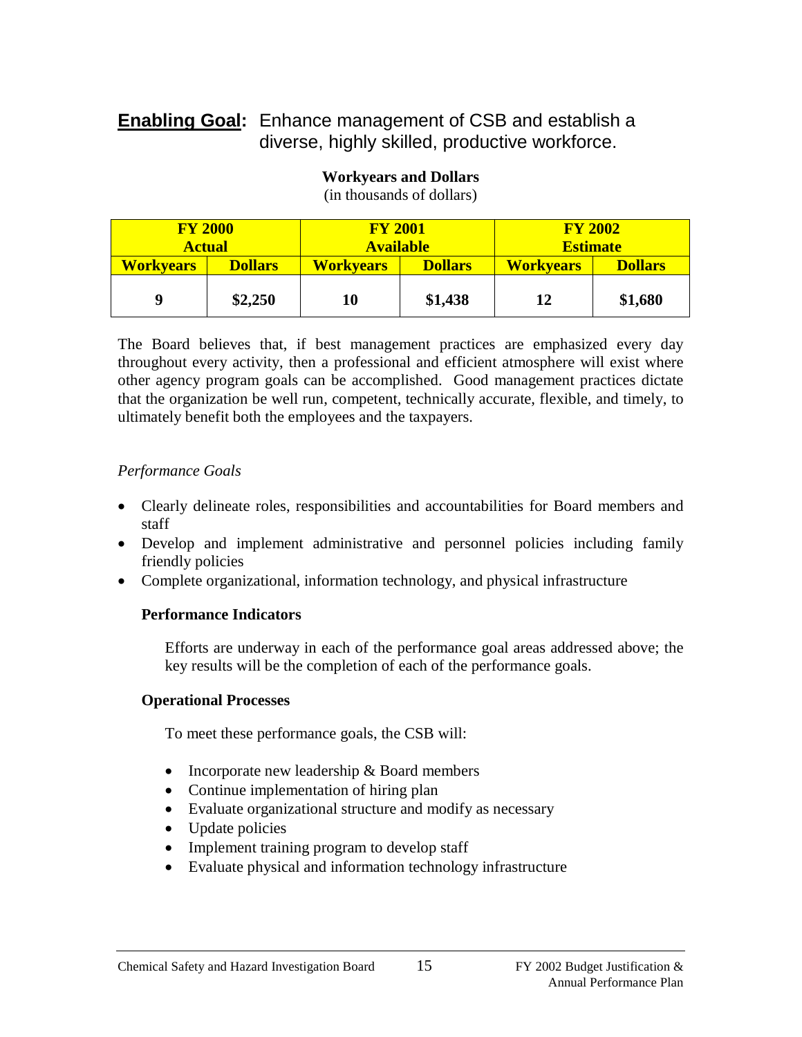## **Enabling Goal:** Enhance management of CSB and establish a diverse, highly skilled, productive workforce.

**Workyears and Dollars**
(in thousands of dollars)

| FY 2000 Actual | | FY 2001 Available | | FY 2002 Estimate | |
|---|---|---|---|---|---|
| **Workyears** | **Dollars** | **Workyears** | **Dollars** | **Workyears** | **Dollars** |
| **9** | **$2,250** | **10** | **$1,438** | **12** | **$1,680** |

The Board believes that, if best management practices are emphasized every day throughout every activity, then a professional and efficient atmosphere will exist where other agency program goals can be accomplished. Good management practices dictate that the organization be well run, competent, technically accurate, flexible, and timely, to ultimately benefit both the employees and the taxpayers.

*Performance Goals*

- Clearly delineate roles, responsibilities and accountabilities for Board members and staff
- Develop and implement administrative and personnel policies including family friendly policies
- Complete organizational, information technology, and physical infrastructure

**Performance Indicators**

Efforts are underway in each of the performance goal areas addressed above; the key results will be the completion of each of the performance goals.

**Operational Processes**

To meet these performance goals, the CSB will:

- Incorporate new leadership & Board members
- Continue implementation of hiring plan
- Evaluate organizational structure and modify as necessary
- Update policies
- Implement training program to develop staff
- Evaluate physical and information technology infrastructure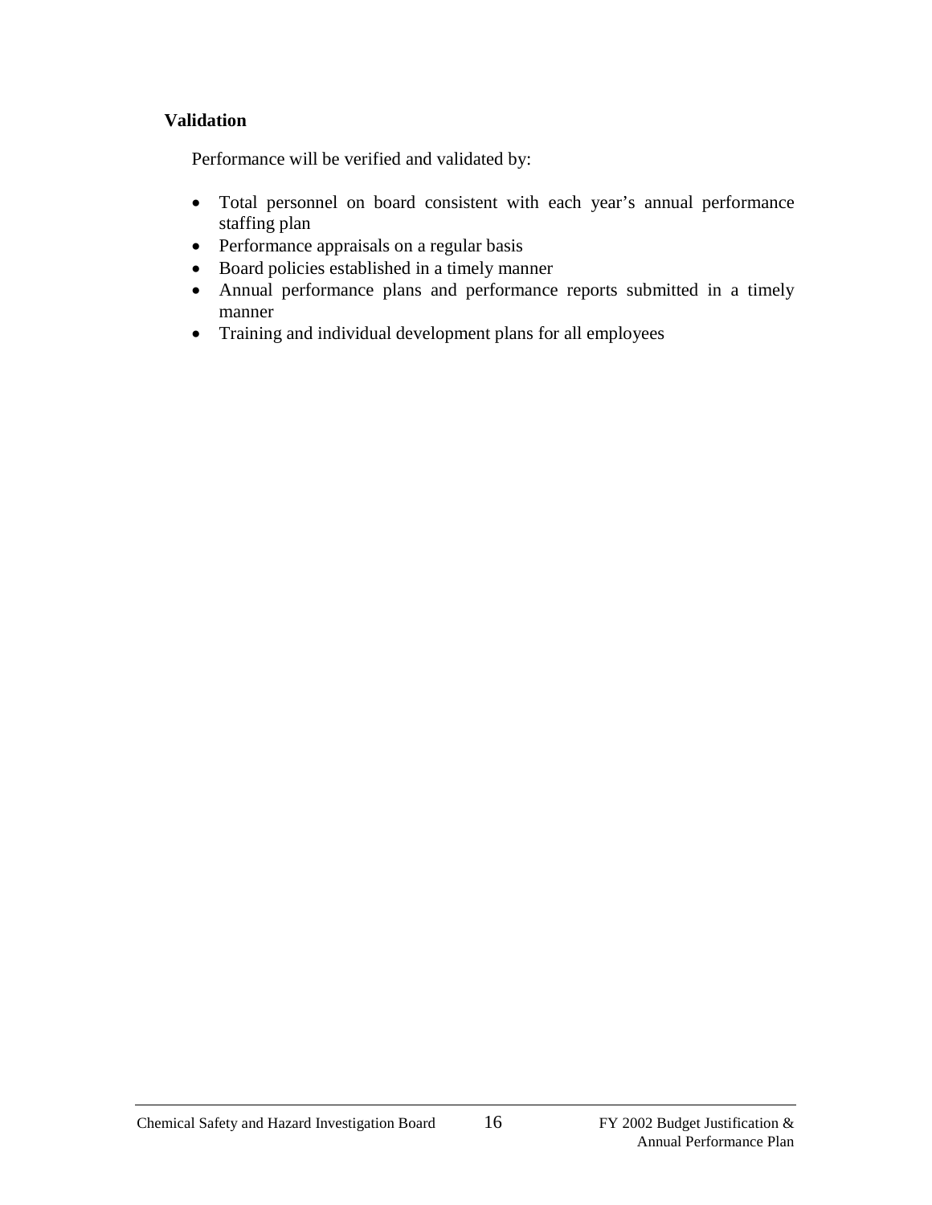### Validation

Performance will be verified and validated by:

- Total personnel on board consistent with each year's annual performance staffing plan
- Performance appraisals on a regular basis
- Board policies established in a timely manner
- Annual performance plans and performance reports submitted in a timely manner
- Training and individual development plans for all employees